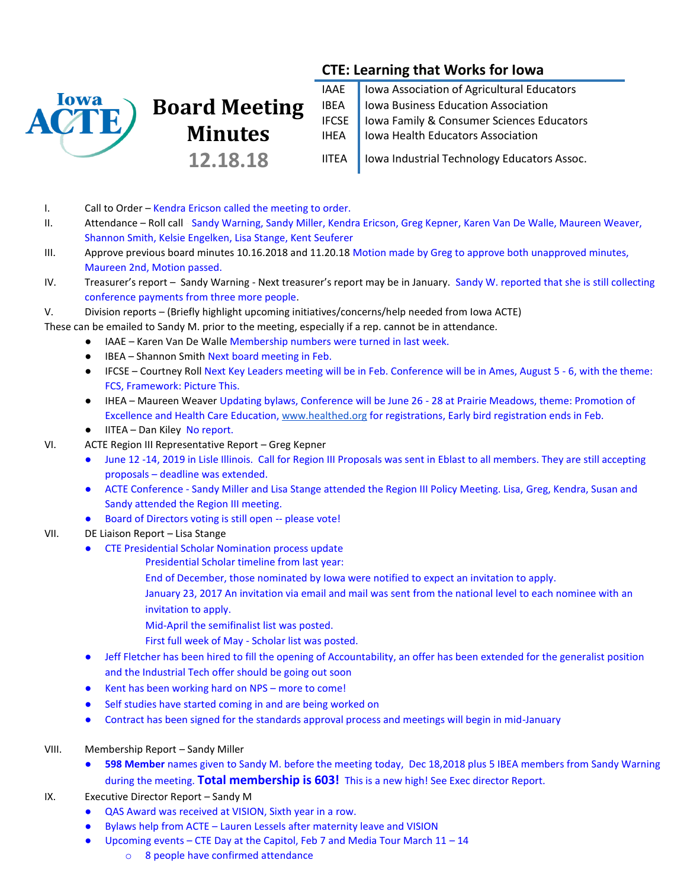# Board Meeting Minutes

**12.18.18**

## CTE: Learning that Works for Iowa

| | |
|---|---|
| IAAE | Iowa Association of Agricultural Educators |
| IBEA | Iowa Business Education Association |
| IFCSE | Iowa Family & Consumer Sciences Educators |
| IHEA | Iowa Health Educators Association |
| IITEA | Iowa Industrial Technology Educators Assoc. |

I. Call to Order – Kendra Ericson called the meeting to order.

II. Attendance – Roll call Sandy Warning, Sandy Miller, Kendra Ericson, Greg Kepner, Karen Van De Walle, Maureen Weaver, Shannon Smith, Kelsie Engelken, Lisa Stange, Kent Seuferer

III. Approve previous board minutes 10.16.2018 and 11.20.18 Motion made by Greg to approve both unapproved minutes, Maureen 2nd, Motion passed.

IV. Treasurer's report – Sandy Warning - Next treasurer's report may be in January. Sandy W. reported that she is still collecting conference payments from three more people.

V. Division reports – (Briefly highlight upcoming initiatives/concerns/help needed from Iowa ACTE)

These can be emailed to Sandy M. prior to the meeting, especially if a rep. cannot be in attendance.

- IAAE – Karen Van De Walle Membership numbers were turned in last week.
- IBEA – Shannon Smith Next board meeting in Feb.
- IFCSE – Courtney Roll Next Key Leaders meeting will be in Feb. Conference will be in Ames, August 5 - 6, with the theme: FCS, Framework: Picture This.
- IHEA – Maureen Weaver Updating bylaws, Conference will be June 26 - 28 at Prairie Meadows, theme: Promotion of Excellence and Health Care Education, www.healthed.org for registrations, Early bird registration ends in Feb.
- IITEA – Dan Kiley No report.

VI. ACTE Region III Representative Report – Greg Kepner

- June 12 -14, 2019 in Lisle Illinois. Call for Region III Proposals was sent in Eblast to all members. They are still accepting proposals – deadline was extended.
- ACTE Conference - Sandy Miller and Lisa Stange attended the Region III Policy Meeting. Lisa, Greg, Kendra, Susan and Sandy attended the Region III meeting.
- Board of Directors voting is still open -- please vote!

VII. DE Liaison Report – Lisa Stange

- CTE Presidential Scholar Nomination process update
  - Presidential Scholar timeline from last year:
  - End of December, those nominated by Iowa were notified to expect an invitation to apply.
  - January 23, 2017 An invitation via email and mail was sent from the national level to each nominee with an invitation to apply.
  - Mid-April the semifinalist list was posted.
  - First full week of May - Scholar list was posted.
- Jeff Fletcher has been hired to fill the opening of Accountability, an offer has been extended for the generalist position and the Industrial Tech offer should be going out soon
- Kent has been working hard on NPS – more to come!
- Self studies have started coming in and are being worked on
- Contract has been signed for the standards approval process and meetings will begin in mid-January

VIII. Membership Report – Sandy Miller

- **598 Member** names given to Sandy M. before the meeting today, Dec 18,2018 plus 5 IBEA members from Sandy Warning during the meeting. **Total membership is 603!** This is a new high! See Exec director Report.

IX. Executive Director Report – Sandy M

- QAS Award was received at VISION, Sixth year in a row.
- Bylaws help from ACTE – Lauren Lessels after maternity leave and VISION
- Upcoming events – CTE Day at the Capitol, Feb 7 and Media Tour March 11 – 14
  - 8 people have confirmed attendance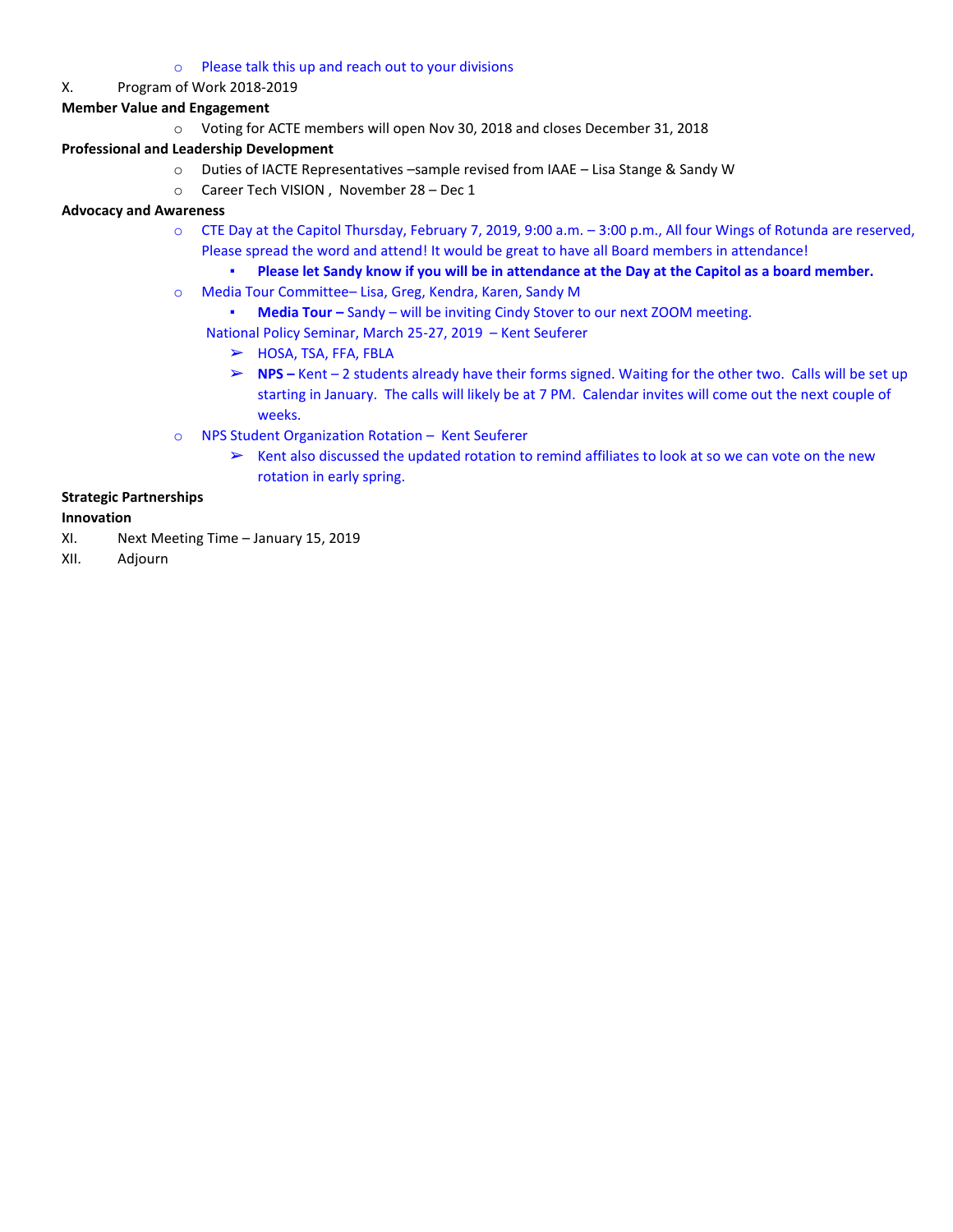- Please talk this up and reach out to your divisions

X. Program of Work 2018-2019

**Member Value and Engagement**

- Voting for ACTE members will open Nov 30, 2018 and closes December 31, 2018

**Professional and Leadership Development**

- Duties of IACTE Representatives –sample revised from IAAE – Lisa Stange & Sandy W
- Career Tech VISION , November 28 – Dec 1

**Advocacy and Awareness**

- CTE Day at the Capitol Thursday, February 7, 2019, 9:00 a.m. – 3:00 p.m., All four Wings of Rotunda are reserved, Please spread the word and attend! It would be great to have all Board members in attendance!
  - **Please let Sandy know if you will be in attendance at the Day at the Capitol as a board member.**
- Media Tour Committee– Lisa, Greg, Kendra, Karen, Sandy M
  - **Media Tour –** Sandy – will be inviting Cindy Stover to our next ZOOM meeting.

  National Policy Seminar, March 25-27, 2019 – Kent Seuferer
  - HOSA, TSA, FFA, FBLA
  - **NPS –** Kent – 2 students already have their forms signed. Waiting for the other two. Calls will be set up starting in January. The calls will likely be at 7 PM. Calendar invites will come out the next couple of weeks.
- NPS Student Organization Rotation – Kent Seuferer
  - Kent also discussed the updated rotation to remind affiliates to look at so we can vote on the new rotation in early spring.

**Strategic Partnerships**

**Innovation**

XI. Next Meeting Time – January 15, 2019

XII. Adjourn